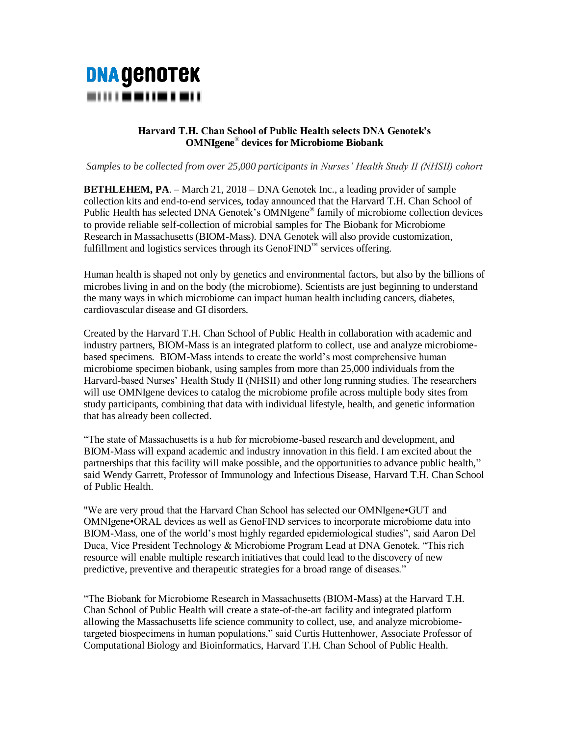**DNA genotek**

## Harvard T.H. Chan School of Public Health selects DNA Genotek's OMNIgene® devices for Microbiome Biobank

*Samples to be collected from over 25,000 participants in Nurses' Health Study II (NHSII) cohort*

**BETHLEHEM, PA**. – March 21, 2018 – DNA Genotek Inc., a leading provider of sample collection kits and end-to-end services, today announced that the Harvard T.H. Chan School of Public Health has selected DNA Genotek's OMNIgene® family of microbiome collection devices to provide reliable self-collection of microbial samples for The Biobank for Microbiome Research in Massachusetts (BIOM-Mass). DNA Genotek will also provide customization, fulfillment and logistics services through its GenoFIND™ services offering.

Human health is shaped not only by genetics and environmental factors, but also by the billions of microbes living in and on the body (the microbiome). Scientists are just beginning to understand the many ways in which microbiome can impact human health including cancers, diabetes, cardiovascular disease and GI disorders.

Created by the Harvard T.H. Chan School of Public Health in collaboration with academic and industry partners, BIOM-Mass is an integrated platform to collect, use and analyze microbiome-based specimens. BIOM-Mass intends to create the world's most comprehensive human microbiome specimen biobank, using samples from more than 25,000 individuals from the Harvard-based Nurses' Health Study II (NHSII) and other long running studies. The researchers will use OMNIgene devices to catalog the microbiome profile across multiple body sites from study participants, combining that data with individual lifestyle, health, and genetic information that has already been collected.

"The state of Massachusetts is a hub for microbiome-based research and development, and BIOM-Mass will expand academic and industry innovation in this field. I am excited about the partnerships that this facility will make possible, and the opportunities to advance public health," said Wendy Garrett, Professor of Immunology and Infectious Disease, Harvard T.H. Chan School of Public Health.

"We are very proud that the Harvard Chan School has selected our OMNIgene•GUT and OMNIgene•ORAL devices as well as GenoFIND services to incorporate microbiome data into BIOM-Mass, one of the world's most highly regarded epidemiological studies", said Aaron Del Duca, Vice President Technology & Microbiome Program Lead at DNA Genotek. "This rich resource will enable multiple research initiatives that could lead to the discovery of new predictive, preventive and therapeutic strategies for a broad range of diseases."

"The Biobank for Microbiome Research in Massachusetts (BIOM-Mass) at the Harvard T.H. Chan School of Public Health will create a state-of-the-art facility and integrated platform allowing the Massachusetts life science community to collect, use, and analyze microbiome-targeted biospecimens in human populations," said Curtis Huttenhower, Associate Professor of Computational Biology and Bioinformatics, Harvard T.H. Chan School of Public Health.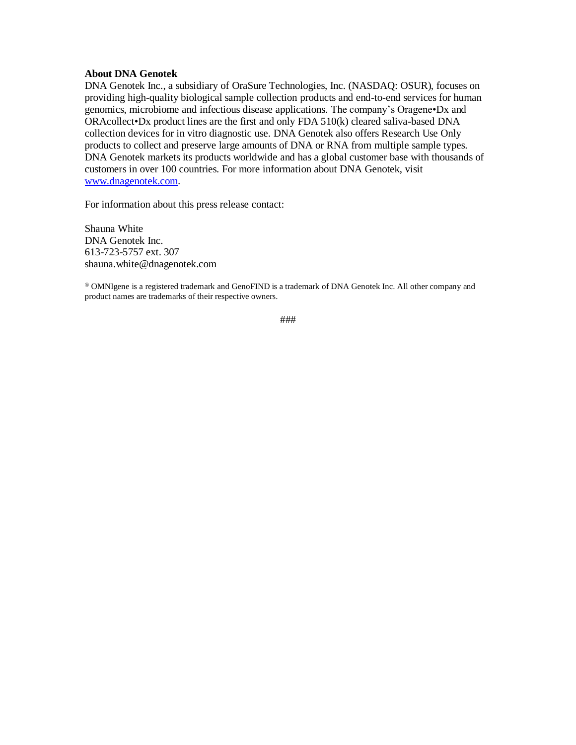**About DNA Genotek**

DNA Genotek Inc., a subsidiary of OraSure Technologies, Inc. (NASDAQ: OSUR), focuses on providing high-quality biological sample collection products and end-to-end services for human genomics, microbiome and infectious disease applications. The company's Oragene•Dx and ORAcollect•Dx product lines are the first and only FDA 510(k) cleared saliva-based DNA collection devices for in vitro diagnostic use. DNA Genotek also offers Research Use Only products to collect and preserve large amounts of DNA or RNA from multiple sample types. DNA Genotek markets its products worldwide and has a global customer base with thousands of customers in over 100 countries. For more information about DNA Genotek, visit www.dnagenotek.com.

For information about this press release contact:

Shauna White
DNA Genotek Inc.
613-723-5757 ext. 307
shauna.white@dnagenotek.com

® OMNIgene is a registered trademark and GenoFIND is a trademark of DNA Genotek Inc. All other company and product names are trademarks of their respective owners.

###